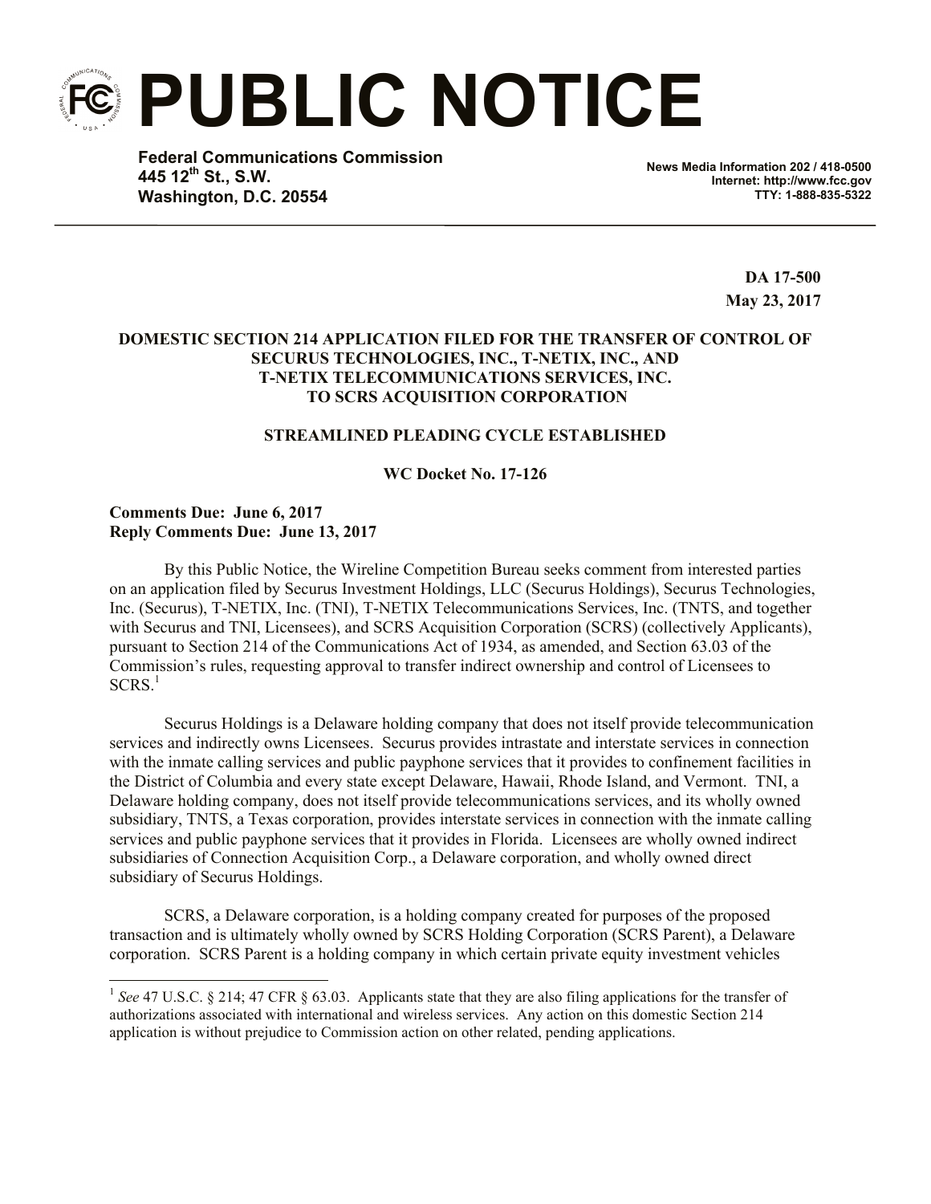# PUBLIC NOTICE

**Federal Communications Commission**
**445 12th St., S.W.**
**Washington, D.C. 20554**

**News Media Information 202 / 418-0500**
**Internet: http://www.fcc.gov**
**TTY: 1-888-835-5322**

**DA 17-500**
**May 23, 2017**

**DOMESTIC SECTION 214 APPLICATION FILED FOR THE TRANSFER OF CONTROL OF SECURUS TECHNOLOGIES, INC., T-NETIX, INC., AND T-NETIX TELECOMMUNICATIONS SERVICES, INC. TO SCRS ACQUISITION CORPORATION**

**STREAMLINED PLEADING CYCLE ESTABLISHED**

**WC Docket No. 17-126**

**Comments Due: June 6, 2017**
**Reply Comments Due: June 13, 2017**

By this Public Notice, the Wireline Competition Bureau seeks comment from interested parties on an application filed by Securus Investment Holdings, LLC (Securus Holdings), Securus Technologies, Inc. (Securus), T-NETIX, Inc. (TNI), T-NETIX Telecommunications Services, Inc. (TNTS, and together with Securus and TNI, Licensees), and SCRS Acquisition Corporation (SCRS) (collectively Applicants), pursuant to Section 214 of the Communications Act of 1934, as amended, and Section 63.03 of the Commission's rules, requesting approval to transfer indirect ownership and control of Licensees to SCRS.[1]

Securus Holdings is a Delaware holding company that does not itself provide telecommunication services and indirectly owns Licensees. Securus provides intrastate and interstate services in connection with the inmate calling services and public payphone services that it provides to confinement facilities in the District of Columbia and every state except Delaware, Hawaii, Rhode Island, and Vermont. TNI, a Delaware holding company, does not itself provide telecommunications services, and its wholly owned subsidiary, TNTS, a Texas corporation, provides interstate services in connection with the inmate calling services and public payphone services that it provides in Florida. Licensees are wholly owned indirect subsidiaries of Connection Acquisition Corp., a Delaware corporation, and wholly owned direct subsidiary of Securus Holdings.

SCRS, a Delaware corporation, is a holding company created for purposes of the proposed transaction and is ultimately wholly owned by SCRS Holding Corporation (SCRS Parent), a Delaware corporation. SCRS Parent is a holding company in which certain private equity investment vehicles

---

[1] *See* 47 U.S.C. § 214; 47 CFR § 63.03. Applicants state that they are also filing applications for the transfer of authorizations associated with international and wireless services. Any action on this domestic Section 214 application is without prejudice to Commission action on other related, pending applications.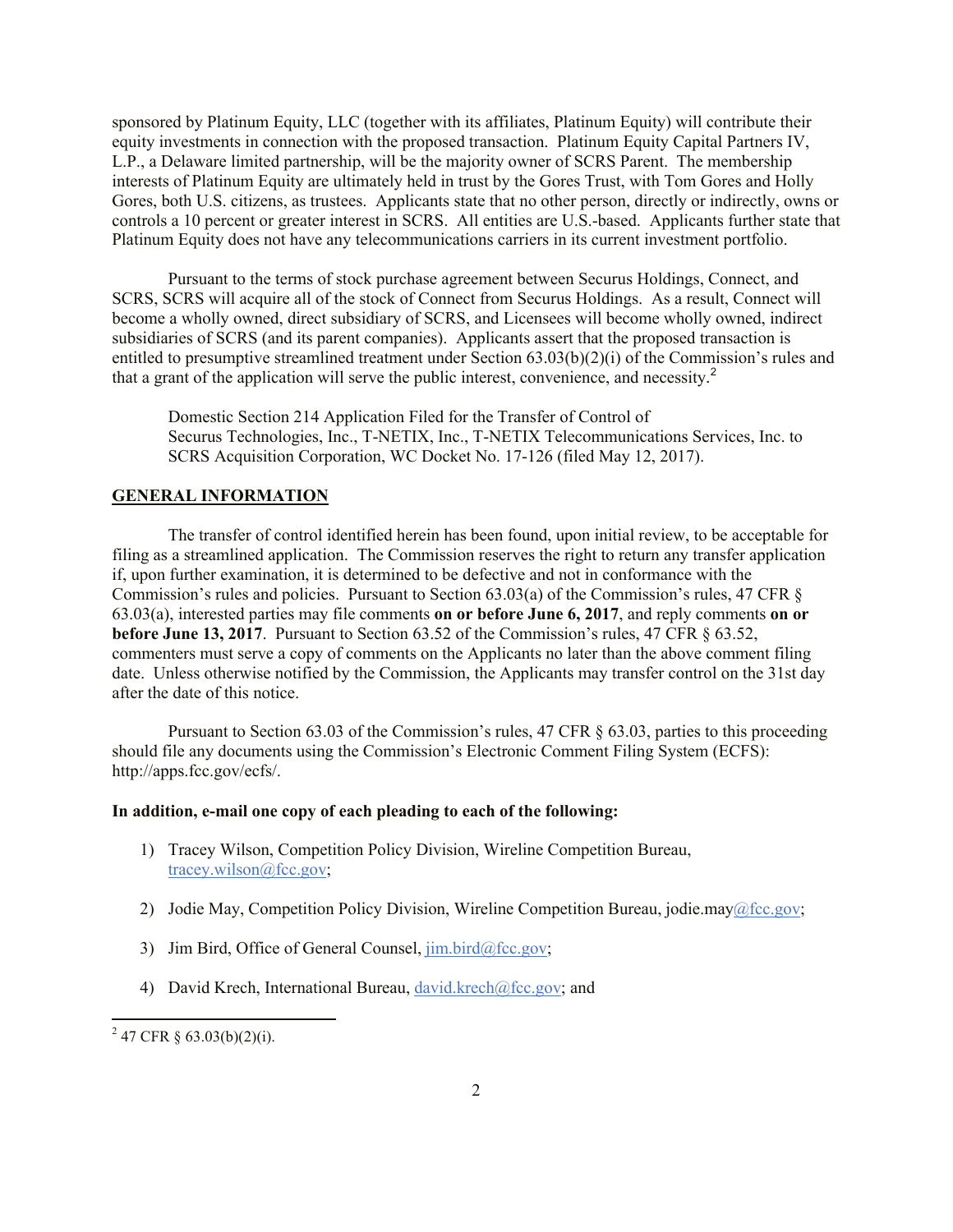sponsored by Platinum Equity, LLC (together with its affiliates, Platinum Equity) will contribute their equity investments in connection with the proposed transaction. Platinum Equity Capital Partners IV, L.P., a Delaware limited partnership, will be the majority owner of SCRS Parent. The membership interests of Platinum Equity are ultimately held in trust by the Gores Trust, with Tom Gores and Holly Gores, both U.S. citizens, as trustees. Applicants state that no other person, directly or indirectly, owns or controls a 10 percent or greater interest in SCRS. All entities are U.S.-based. Applicants further state that Platinum Equity does not have any telecommunications carriers in its current investment portfolio.

Pursuant to the terms of stock purchase agreement between Securus Holdings, Connect, and SCRS, SCRS will acquire all of the stock of Connect from Securus Holdings. As a result, Connect will become a wholly owned, direct subsidiary of SCRS, and Licensees will become wholly owned, indirect subsidiaries of SCRS (and its parent companies). Applicants assert that the proposed transaction is entitled to presumptive streamlined treatment under Section 63.03(b)(2)(i) of the Commission's rules and that a grant of the application will serve the public interest, convenience, and necessity.[2]

Domestic Section 214 Application Filed for the Transfer of Control of Securus Technologies, Inc., T-NETIX, Inc., T-NETIX Telecommunications Services, Inc. to SCRS Acquisition Corporation, WC Docket No. 17-126 (filed May 12, 2017).

## GENERAL INFORMATION

The transfer of control identified herein has been found, upon initial review, to be acceptable for filing as a streamlined application. The Commission reserves the right to return any transfer application if, upon further examination, it is determined to be defective and not in conformance with the Commission's rules and policies. Pursuant to Section 63.03(a) of the Commission's rules, 47 CFR § 63.03(a), interested parties may file comments **on or before June 6, 2017**, and reply comments **on or before June 13, 2017**. Pursuant to Section 63.52 of the Commission's rules, 47 CFR § 63.52, commenters must serve a copy of comments on the Applicants no later than the above comment filing date. Unless otherwise notified by the Commission, the Applicants may transfer control on the 31st day after the date of this notice.

Pursuant to Section 63.03 of the Commission's rules, 47 CFR § 63.03, parties to this proceeding should file any documents using the Commission's Electronic Comment Filing System (ECFS): http://apps.fcc.gov/ecfs/.

**In addition, e-mail one copy of each pleading to each of the following:**

1) Tracey Wilson, Competition Policy Division, Wireline Competition Bureau, tracey.wilson@fcc.gov;
2) Jodie May, Competition Policy Division, Wireline Competition Bureau, jodie.may@fcc.gov;
3) Jim Bird, Office of General Counsel, jim.bird@fcc.gov;
4) David Krech, International Bureau, david.krech@fcc.gov; and

[2] 47 CFR § 63.03(b)(2)(i).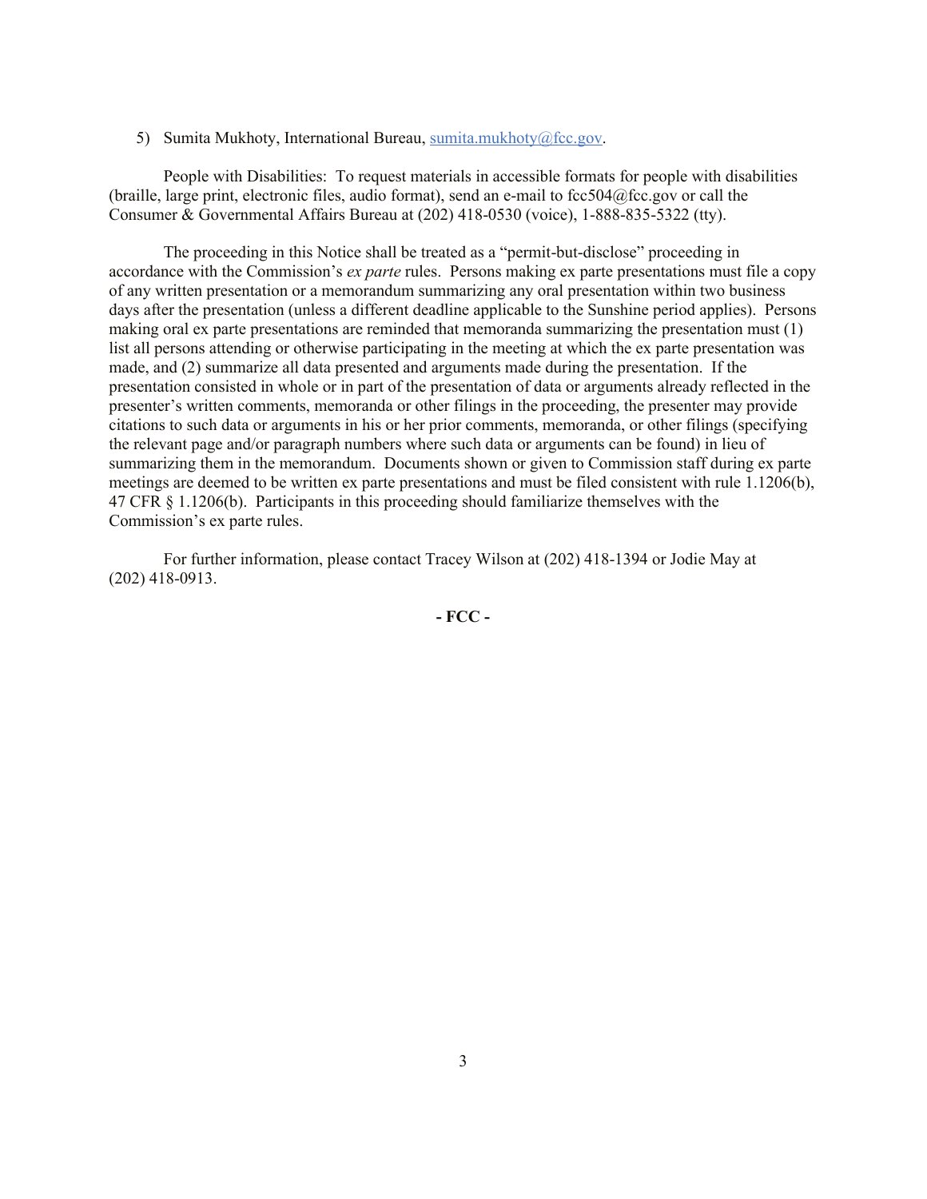5) Sumita Mukhoty, International Bureau, sumita.mukhoty@fcc.gov.

People with Disabilities: To request materials in accessible formats for people with disabilities (braille, large print, electronic files, audio format), send an e-mail to fcc504@fcc.gov or call the Consumer & Governmental Affairs Bureau at (202) 418-0530 (voice), 1-888-835-5322 (tty).

The proceeding in this Notice shall be treated as a "permit-but-disclose" proceeding in accordance with the Commission's *ex parte* rules. Persons making ex parte presentations must file a copy of any written presentation or a memorandum summarizing any oral presentation within two business days after the presentation (unless a different deadline applicable to the Sunshine period applies). Persons making oral ex parte presentations are reminded that memoranda summarizing the presentation must (1) list all persons attending or otherwise participating in the meeting at which the ex parte presentation was made, and (2) summarize all data presented and arguments made during the presentation. If the presentation consisted in whole or in part of the presentation of data or arguments already reflected in the presenter's written comments, memoranda or other filings in the proceeding, the presenter may provide citations to such data or arguments in his or her prior comments, memoranda, or other filings (specifying the relevant page and/or paragraph numbers where such data or arguments can be found) in lieu of summarizing them in the memorandum. Documents shown or given to Commission staff during ex parte meetings are deemed to be written ex parte presentations and must be filed consistent with rule 1.1206(b), 47 CFR § 1.1206(b). Participants in this proceeding should familiarize themselves with the Commission's ex parte rules.

For further information, please contact Tracey Wilson at (202) 418-1394 or Jodie May at (202) 418-0913.

**- FCC -**